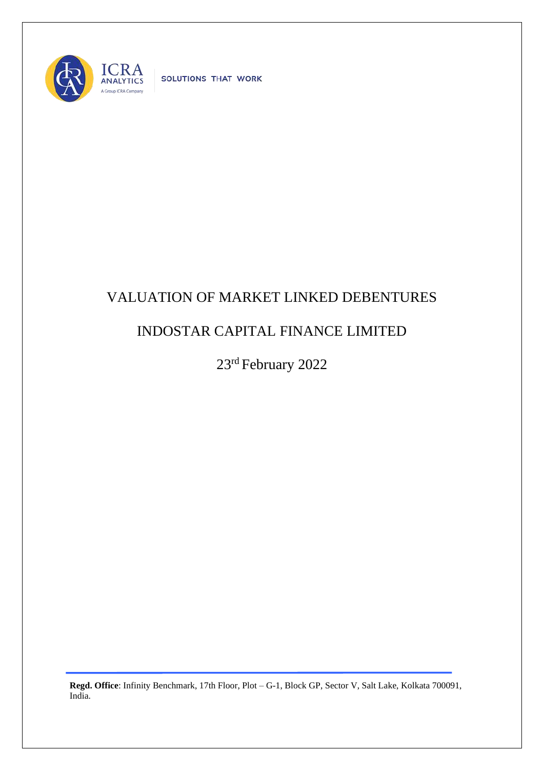# VALUATION OF MARKET LINKED DEBENTURES

# INDOSTAR CAPITAL FINANCE LIMITED

23rd February 2022

**Regd. Office**: Infinity Benchmark, 17th Floor, Plot – G-1, Block GP, Sector V, Salt Lake, Kolkata 700091, India.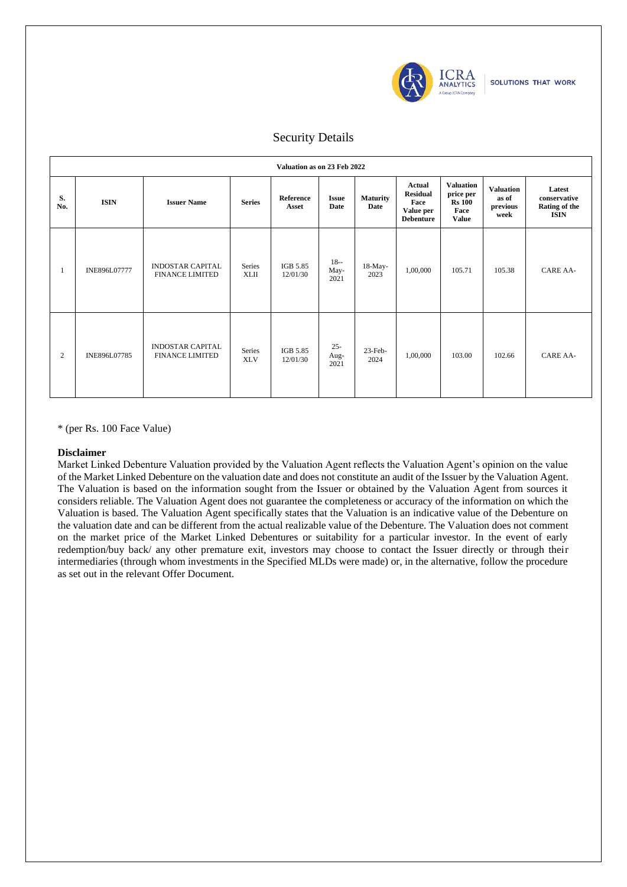# Security Details

| Valuation as on 23 Feb 2022 | | | | | | | | | | |
|---|---|---|---|---|---|---|---|---|---|---|
| **S. No.** | **ISIN** | **Issuer Name** | **Series** | **Reference Asset** | **Issue Date** | **Maturity Date** | **Actual Residual Face Value per Debenture** | **Valuation price per Rs 100 Face Value** | **Valuation as of previous week** | **Latest conservative Rating of the ISIN** |
| 1 | INE896L07777 | INDOSTAR CAPITAL FINANCE LIMITED | Series XLII | IGB 5.85 12/01/30 | 18--May-2021 | 18-May-2023 | 1,00,000 | 105.71 | 105.38 | CARE AA- |
| 2 | INE896L07785 | INDOSTAR CAPITAL FINANCE LIMITED | Series XLV | IGB 5.85 12/01/30 | 25-Aug-2021 | 23-Feb-2024 | 1,00,000 | 103.00 | 102.66 | CARE AA- |

* (per Rs. 100 Face Value)

**Disclaimer**

Market Linked Debenture Valuation provided by the Valuation Agent reflects the Valuation Agent's opinion on the value of the Market Linked Debenture on the valuation date and does not constitute an audit of the Issuer by the Valuation Agent. The Valuation is based on the information sought from the Issuer or obtained by the Valuation Agent from sources it considers reliable. The Valuation Agent does not guarantee the completeness or accuracy of the information on which the Valuation is based. The Valuation Agent specifically states that the Valuation is an indicative value of the Debenture on the valuation date and can be different from the actual realizable value of the Debenture. The Valuation does not comment on the market price of the Market Linked Debentures or suitability for a particular investor. In the event of early redemption/buy back/ any other premature exit, investors may choose to contact the Issuer directly or through their intermediaries (through whom investments in the Specified MLDs were made) or, in the alternative, follow the procedure as set out in the relevant Offer Document.